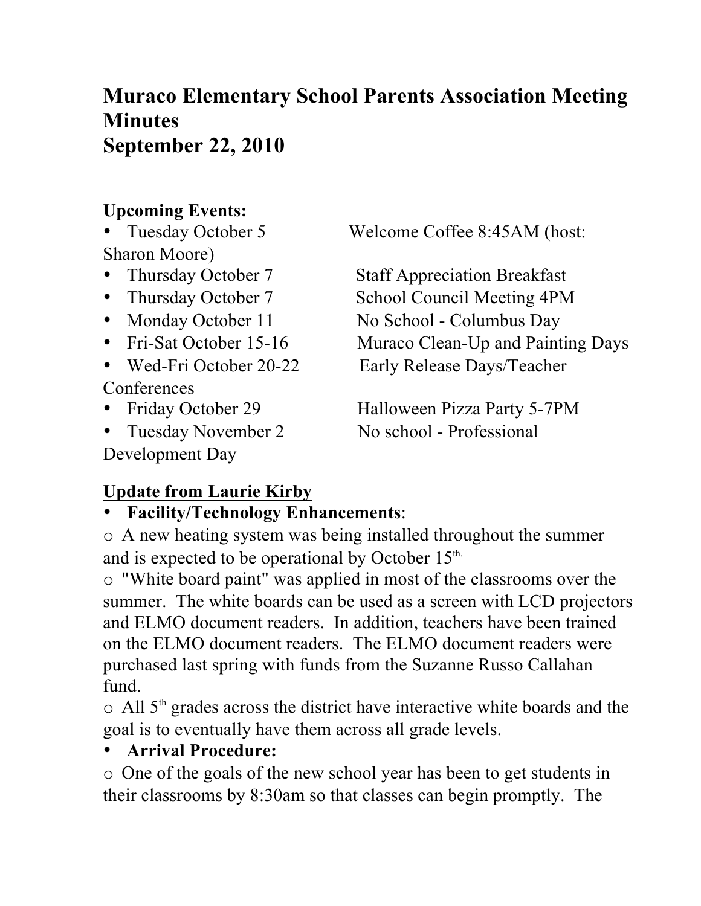# Muraco Elementary School Parents Association Meeting Minutes
# September 22, 2010

**Upcoming Events:**

- Tuesday October 5 — Welcome Coffee 8:45AM (host: Sharon Moore)
- Thursday October 7 — Staff Appreciation Breakfast
- Thursday October 7 — School Council Meeting 4PM
- Monday October 11 — No School - Columbus Day
- Fri-Sat October 15-16 — Muraco Clean-Up and Painting Days
- Wed-Fri October 20-22 — Early Release Days/Teacher Conferences
- Friday October 29 — Halloween Pizza Party 5-7PM
- Tuesday November 2 — No school - Professional Development Day

**Update from Laurie Kirby**

- **Facility/Technology Enhancements**:
  - A new heating system was being installed throughout the summer and is expected to be operational by October 15th.
  - "White board paint" was applied in most of the classrooms over the summer. The white boards can be used as a screen with LCD projectors and ELMO document readers. In addition, teachers have been trained on the ELMO document readers. The ELMO document readers were purchased last spring with funds from the Suzanne Russo Callahan fund.
  - All 5th grades across the district have interactive white boards and the goal is to eventually have them across all grade levels.
- **Arrival Procedure:**
  - One of the goals of the new school year has been to get students in their classrooms by 8:30am so that classes can begin promptly. The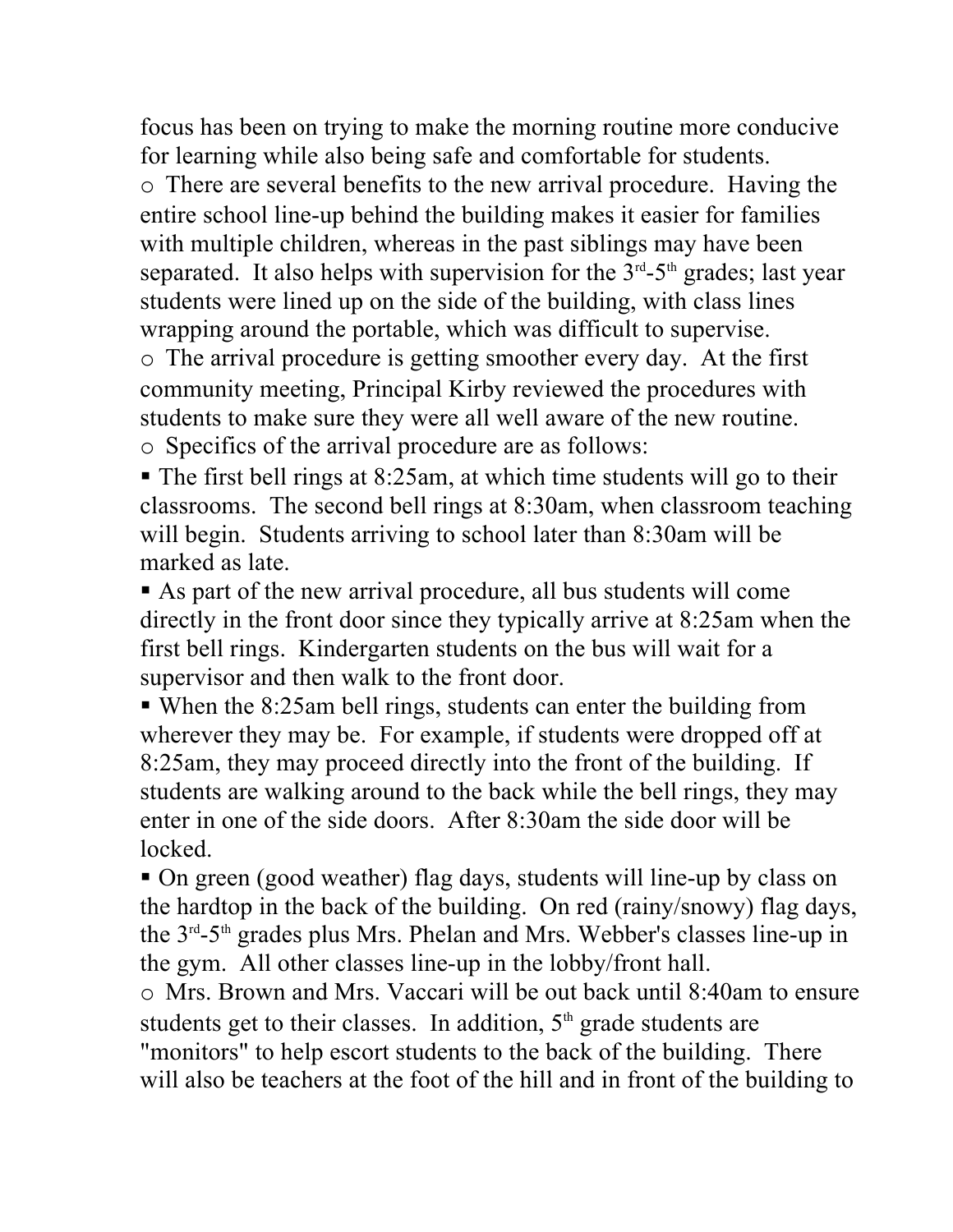focus has been on trying to make the morning routine more conducive for learning while also being safe and comfortable for students.

- There are several benefits to the new arrival procedure. Having the entire school line-up behind the building makes it easier for families with multiple children, whereas in the past siblings may have been separated. It also helps with supervision for the 3rd-5th grades; last year students were lined up on the side of the building, with class lines wrapping around the portable, which was difficult to supervise.
- The arrival procedure is getting smoother every day. At the first community meeting, Principal Kirby reviewed the procedures with students to make sure they were all well aware of the new routine.
- Specifics of the arrival procedure are as follows:
  - The first bell rings at 8:25am, at which time students will go to their classrooms. The second bell rings at 8:30am, when classroom teaching will begin. Students arriving to school later than 8:30am will be marked as late.
  - As part of the new arrival procedure, all bus students will come directly in the front door since they typically arrive at 8:25am when the first bell rings. Kindergarten students on the bus will wait for a supervisor and then walk to the front door.
  - When the 8:25am bell rings, students can enter the building from wherever they may be. For example, if students were dropped off at 8:25am, they may proceed directly into the front of the building. If students are walking around to the back while the bell rings, they may enter in one of the side doors. After 8:30am the side door will be locked.
  - On green (good weather) flag days, students will line-up by class on the hardtop in the back of the building. On red (rainy/snowy) flag days, the 3rd-5th grades plus Mrs. Phelan and Mrs. Webber's classes line-up in the gym. All other classes line-up in the lobby/front hall.
- Mrs. Brown and Mrs. Vaccari will be out back until 8:40am to ensure students get to their classes. In addition, 5th grade students are "monitors" to help escort students to the back of the building. There will also be teachers at the foot of the hill and in front of the building to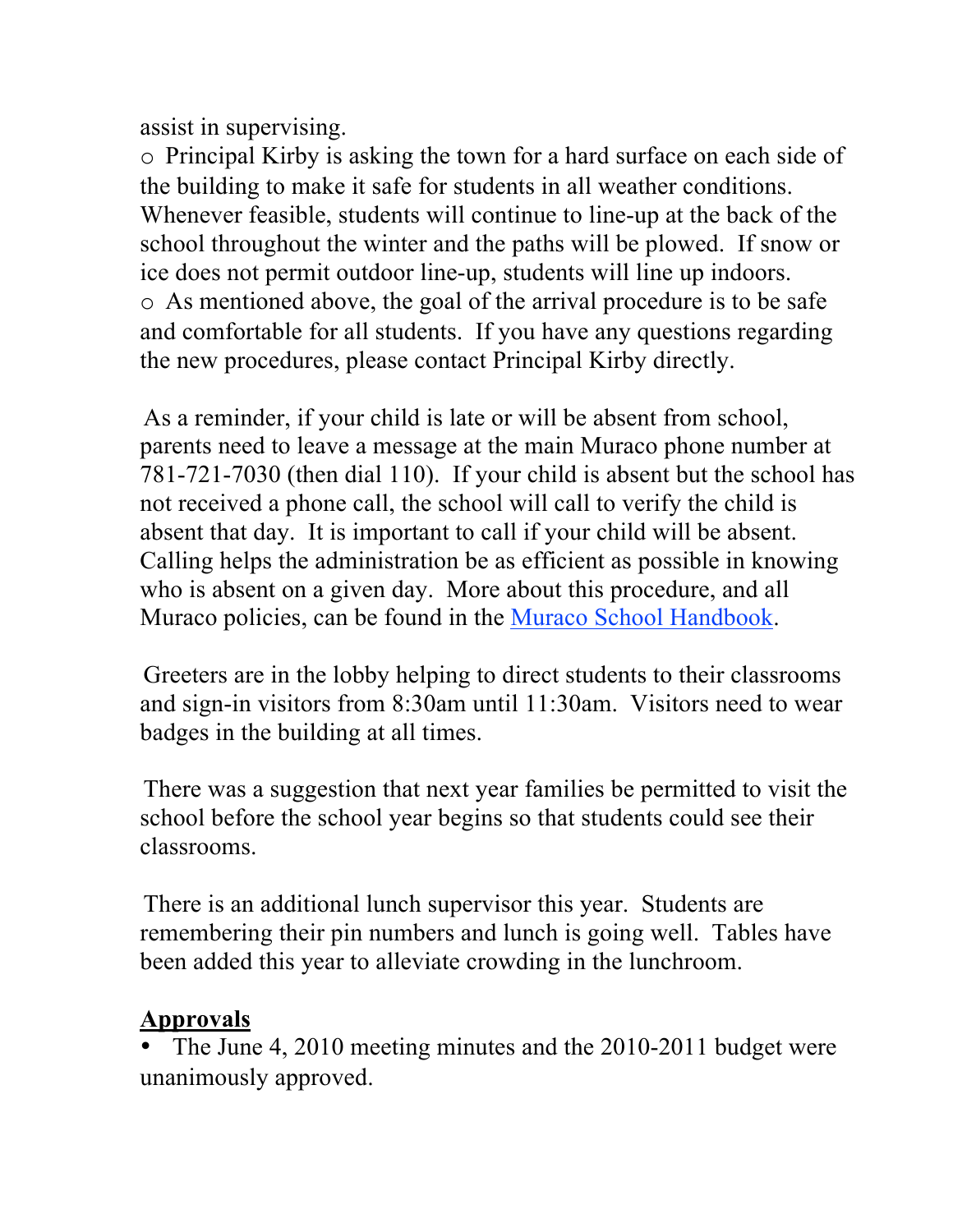assist in supervising.

- Principal Kirby is asking the town for a hard surface on each side of the building to make it safe for students in all weather conditions. Whenever feasible, students will continue to line-up at the back of the school throughout the winter and the paths will be plowed. If snow or ice does not permit outdoor line-up, students will line up indoors.
- As mentioned above, the goal of the arrival procedure is to be safe and comfortable for all students. If you have any questions regarding the new procedures, please contact Principal Kirby directly.

As a reminder, if your child is late or will be absent from school, parents need to leave a message at the main Muraco phone number at 781-721-7030 (then dial 110). If your child is absent but the school has not received a phone call, the school will call to verify the child is absent that day. It is important to call if your child will be absent. Calling helps the administration be as efficient as possible in knowing who is absent on a given day. More about this procedure, and all Muraco policies, can be found in the Muraco School Handbook.

Greeters are in the lobby helping to direct students to their classrooms and sign-in visitors from 8:30am until 11:30am. Visitors need to wear badges in the building at all times.

There was a suggestion that next year families be permitted to visit the school before the school year begins so that students could see their classrooms.

There is an additional lunch supervisor this year. Students are remembering their pin numbers and lunch is going well. Tables have been added this year to alleviate crowding in the lunchroom.

## Approvals

- The June 4, 2010 meeting minutes and the 2010-2011 budget were unanimously approved.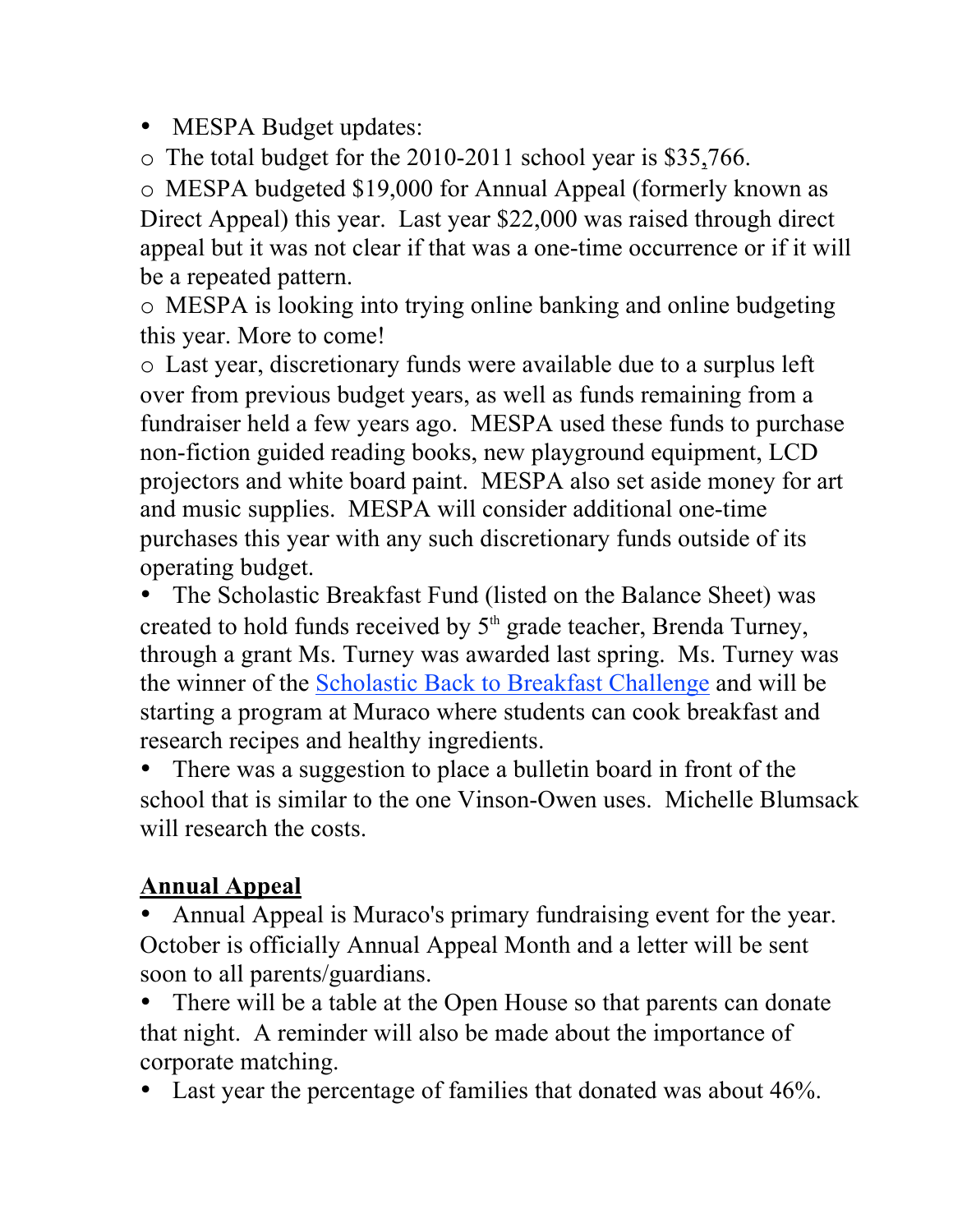- MESPA Budget updates:
  - The total budget for the 2010-2011 school year is $35,766.
  - MESPA budgeted $19,000 for Annual Appeal (formerly known as Direct Appeal) this year. Last year $22,000 was raised through direct appeal but it was not clear if that was a one-time occurrence or if it will be a repeated pattern.
  - MESPA is looking into trying online banking and online budgeting this year. More to come!
  - Last year, discretionary funds were available due to a surplus left over from previous budget years, as well as funds remaining from a fundraiser held a few years ago. MESPA used these funds to purchase non-fiction guided reading books, new playground equipment, LCD projectors and white board paint. MESPA also set aside money for art and music supplies. MESPA will consider additional one-time purchases this year with any such discretionary funds outside of its operating budget.
- The Scholastic Breakfast Fund (listed on the Balance Sheet) was created to hold funds received by 5th grade teacher, Brenda Turney, through a grant Ms. Turney was awarded last spring. Ms. Turney was the winner of the Scholastic Back to Breakfast Challenge and will be starting a program at Muraco where students can cook breakfast and research recipes and healthy ingredients.
- There was a suggestion to place a bulletin board in front of the school that is similar to the one Vinson-Owen uses. Michelle Blumsack will research the costs.

**Annual Appeal**

- Annual Appeal is Muraco's primary fundraising event for the year. October is officially Annual Appeal Month and a letter will be sent soon to all parents/guardians.
- There will be a table at the Open House so that parents can donate that night. A reminder will also be made about the importance of corporate matching.
- Last year the percentage of families that donated was about 46%.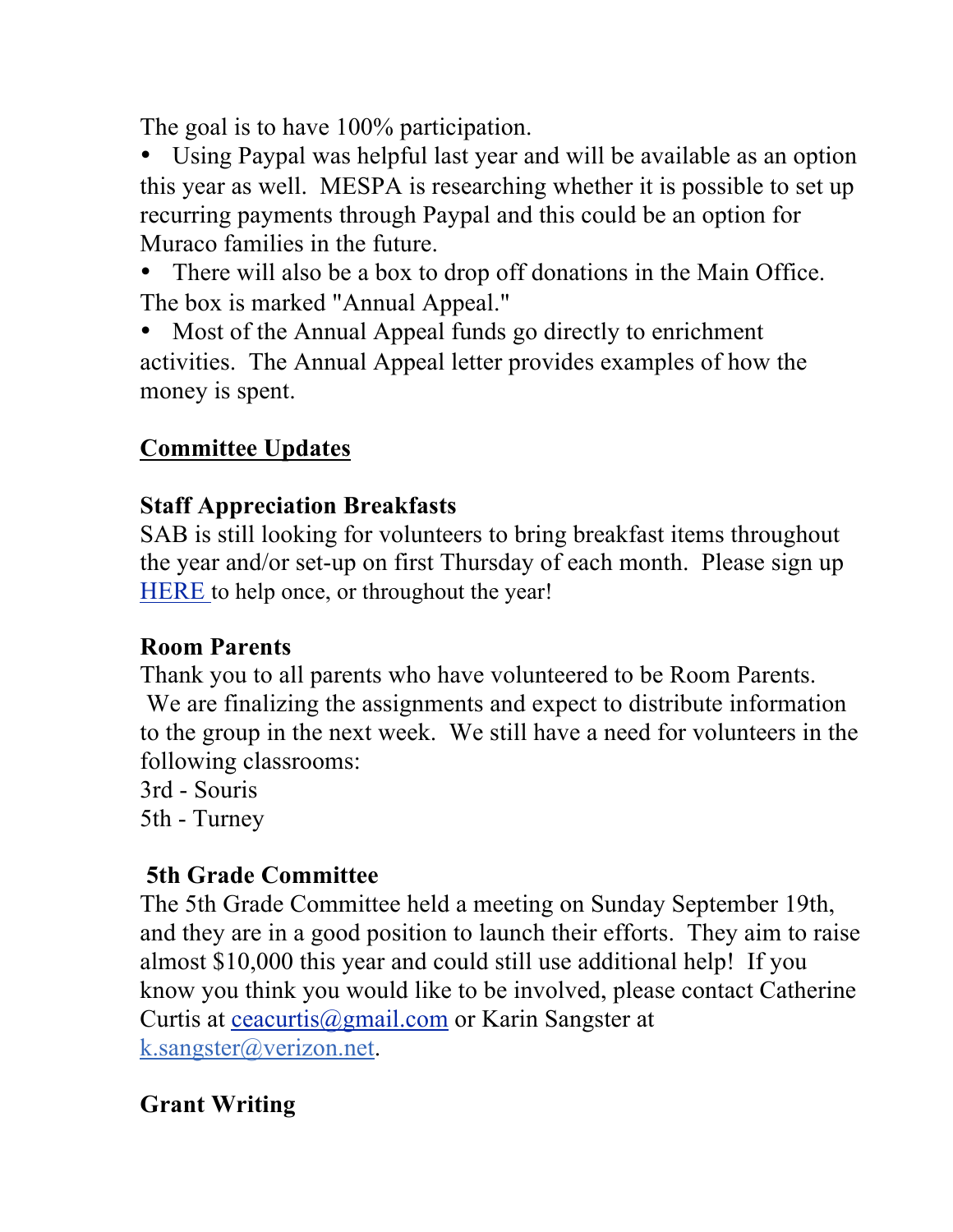The goal is to have 100% participation.

- Using Paypal was helpful last year and will be available as an option this year as well. MESPA is researching whether it is possible to set up recurring payments through Paypal and this could be an option for Muraco families in the future.
- There will also be a box to drop off donations in the Main Office. The box is marked "Annual Appeal."
- Most of the Annual Appeal funds go directly to enrichment activities. The Annual Appeal letter provides examples of how the money is spent.

## Committee Updates

### Staff Appreciation Breakfasts

SAB is still looking for volunteers to bring breakfast items throughout the year and/or set-up on first Thursday of each month. Please sign up HERE to help once, or throughout the year!

### Room Parents

Thank you to all parents who have volunteered to be Room Parents. We are finalizing the assignments and expect to distribute information to the group in the next week. We still have a need for volunteers in the following classrooms:

3rd - Souris
5th - Turney

### 5th Grade Committee

The 5th Grade Committee held a meeting on Sunday September 19th, and they are in a good position to launch their efforts. They aim to raise almost $10,000 this year and could still use additional help! If you know you think you would like to be involved, please contact Catherine Curtis at ceacurtis@gmail.com or Karin Sangster at k.sangster@verizon.net.

### Grant Writing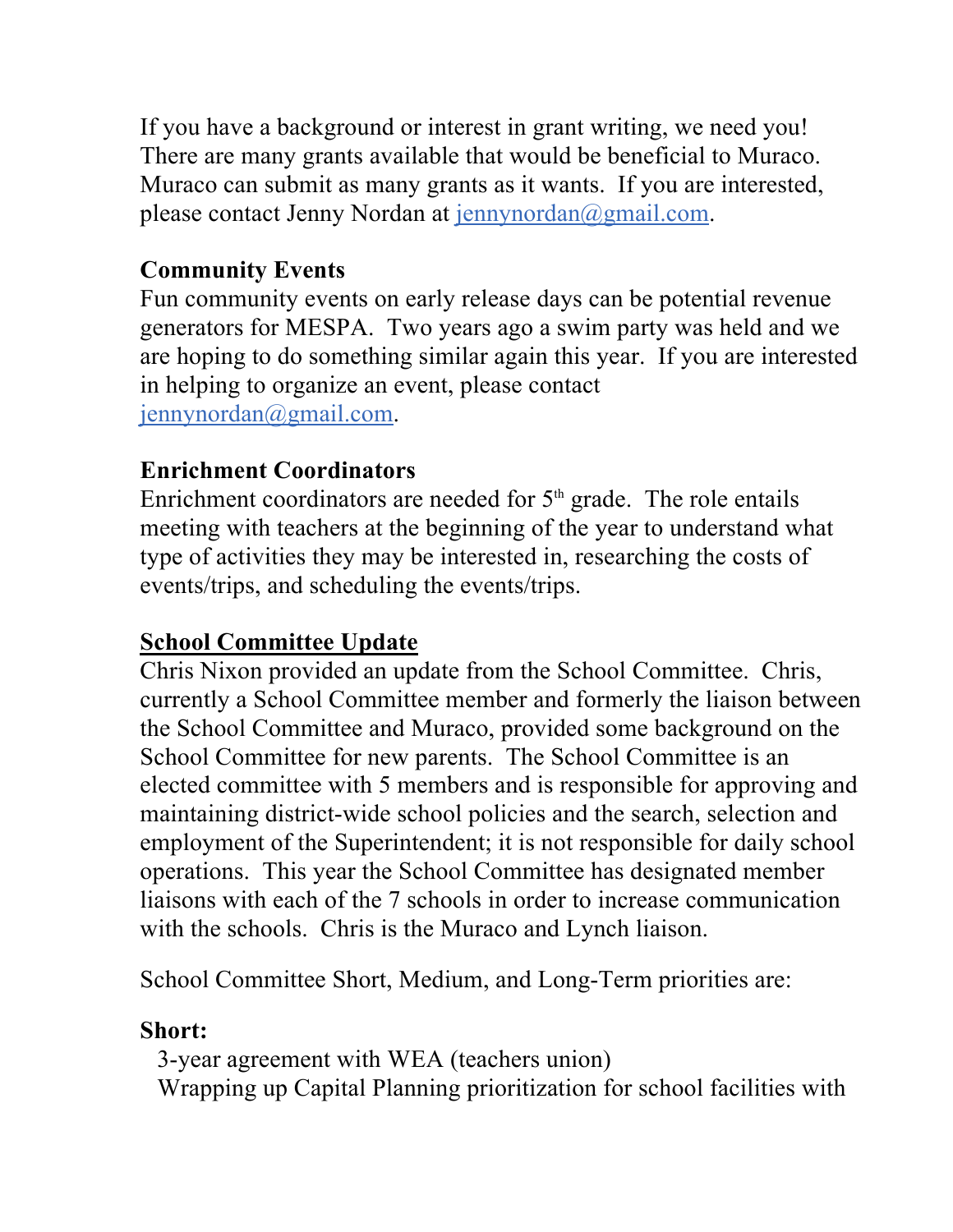If you have a background or interest in grant writing, we need you! There are many grants available that would be beneficial to Muraco. Muraco can submit as many grants as it wants. If you are interested, please contact Jenny Nordan at jennynordan@gmail.com.

**Community Events**
Fun community events on early release days can be potential revenue generators for MESPA. Two years ago a swim party was held and we are hoping to do something similar again this year. If you are interested in helping to organize an event, please contact jennynordan@gmail.com.

**Enrichment Coordinators**
Enrichment coordinators are needed for 5th grade. The role entails meeting with teachers at the beginning of the year to understand what type of activities they may be interested in, researching the costs of events/trips, and scheduling the events/trips.

## School Committee Update

Chris Nixon provided an update from the School Committee. Chris, currently a School Committee member and formerly the liaison between the School Committee and Muraco, provided some background on the School Committee for new parents. The School Committee is an elected committee with 5 members and is responsible for approving and maintaining district-wide school policies and the search, selection and employment of the Superintendent; it is not responsible for daily school operations. This year the School Committee has designated member liaisons with each of the 7 schools in order to increase communication with the schools. Chris is the Muraco and Lynch liaison.

School Committee Short, Medium, and Long-Term priorities are:

**Short:**
- 3-year agreement with WEA (teachers union)
- Wrapping up Capital Planning prioritization for school facilities with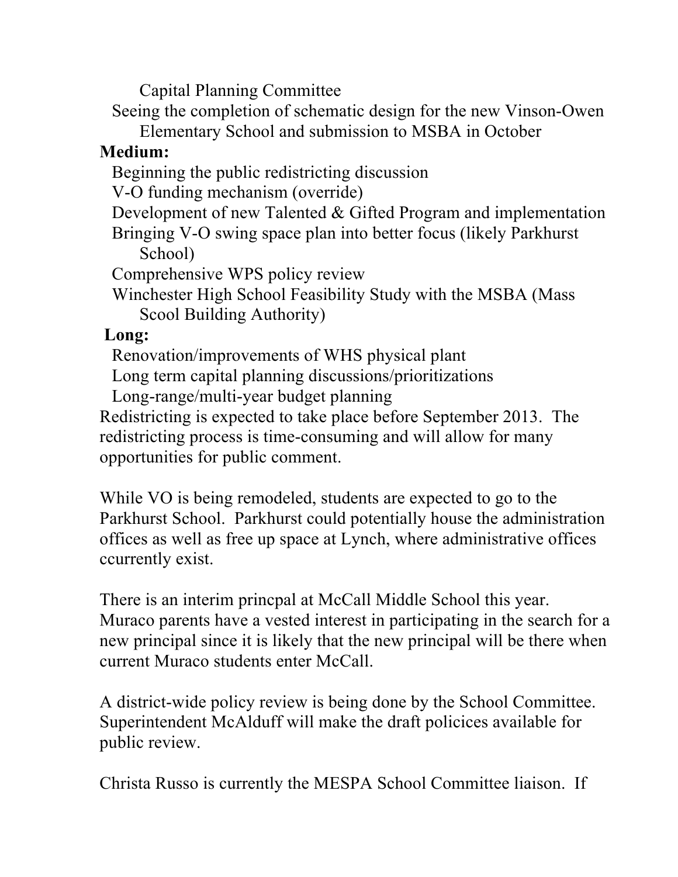Capital Planning Committee
- Seeing the completion of schematic design for the new Vinson-Owen Elementary School and submission to MSBA in October

**Medium:**
- Beginning the public redistricting discussion
- V-O funding mechanism (override)
- Development of new Talented & Gifted Program and implementation
- Bringing V-O swing space plan into better focus (likely Parkhurst School)
- Comprehensive WPS policy review
- Winchester High School Feasibility Study with the MSBA (Mass Scool Building Authority)

**Long:**
- Renovation/improvements of WHS physical plant
- Long term capital planning discussions/prioritizations
- Long-range/multi-year budget planning

Redistricting is expected to take place before September 2013. The redistricting process is time-consuming and will allow for many opportunities for public comment.

While VO is being remodeled, students are expected to go to the Parkhurst School. Parkhurst could potentially house the administration offices as well as free up space at Lynch, where administrative offices ccurrently exist.

There is an interim princpal at McCall Middle School this year. Muraco parents have a vested interest in participating in the search for a new principal since it is likely that the new principal will be there when current Muraco students enter McCall.

A district-wide policy review is being done by the School Committee. Superintendent McAlduff will make the draft policices available for public review.

Christa Russo is currently the MESPA School Committee liaison. If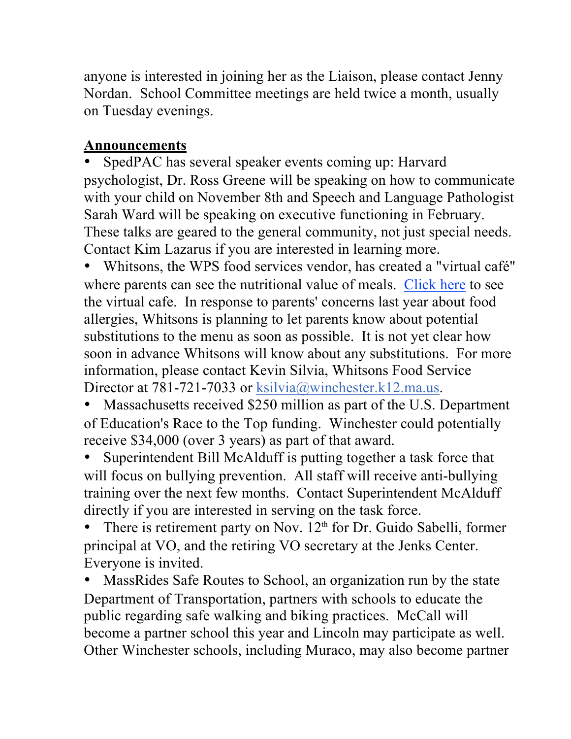anyone is interested in joining her as the Liaison, please contact Jenny Nordan.  School Committee meetings are held twice a month, usually on Tuesday evenings.

**Announcements**

- SpedPAC has several speaker events coming up: Harvard psychologist, Dr. Ross Greene will be speaking on how to communicate with your child on November 8th and Speech and Language Pathologist Sarah Ward will be speaking on executive functioning in February. These talks are geared to the general community, not just special needs. Contact Kim Lazarus if you are interested in learning more.
- Whitsons, the WPS food services vendor, has created a "virtual café" where parents can see the nutritional value of meals.  Click here to see the virtual cafe.  In response to parents' concerns last year about food allergies, Whitsons is planning to let parents know about potential substitutions to the menu as soon as possible.  It is not yet clear how soon in advance Whitsons will know about any substitutions.  For more information, please contact Kevin Silvia, Whitsons Food Service Director at 781-721-7033 or ksilvia@winchester.k12.ma.us.
- Massachusetts received $250 million as part of the U.S. Department of Education's Race to the Top funding.  Winchester could potentially receive $34,000 (over 3 years) as part of that award.
- Superintendent Bill McAlduff is putting together a task force that will focus on bullying prevention.  All staff will receive anti-bullying training over the next few months.  Contact Superintendent McAlduff directly if you are interested in serving on the task force.
- There is retirement party on Nov. 12th for Dr. Guido Sabelli, former principal at VO, and the retiring VO secretary at the Jenks Center. Everyone is invited.
- MassRides Safe Routes to School, an organization run by the state Department of Transportation, partners with schools to educate the public regarding safe walking and biking practices.  McCall will become a partner school this year and Lincoln may participate as well. Other Winchester schools, including Muraco, may also become partner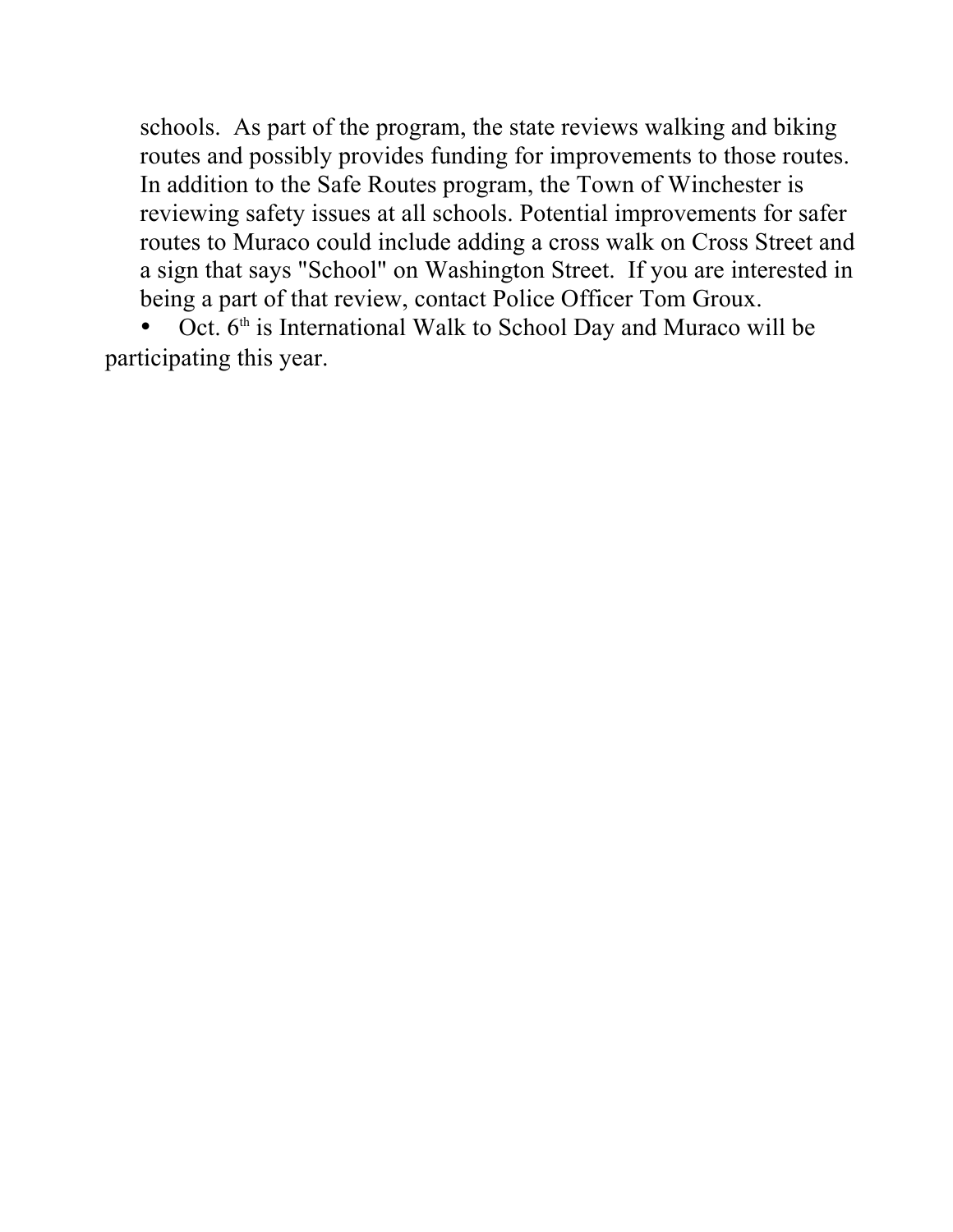schools. As part of the program, the state reviews walking and biking routes and possibly provides funding for improvements to those routes. In addition to the Safe Routes program, the Town of Winchester is reviewing safety issues at all schools. Potential improvements for safer routes to Muraco could include adding a cross walk on Cross Street and a sign that says "School" on Washington Street. If you are interested in being a part of that review, contact Police Officer Tom Groux.

- Oct. 6th is International Walk to School Day and Muraco will be participating this year.